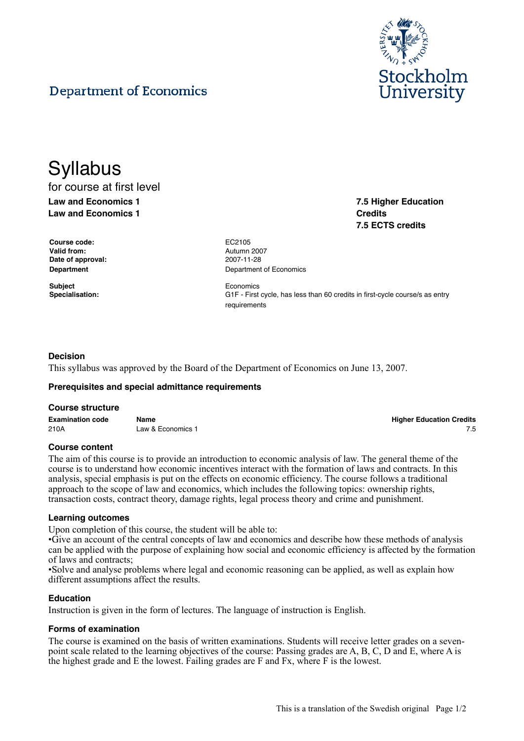Department of Economics

# Syllabus

for course at first level

**Law and Economics 1**
**Law and Economics 1**

**7.5 Higher Education Credits**
**7.5 ECTS credits**

| | |
|---|---|
| **Course code:** | EC2105 |
| **Valid from:** | Autumn 2007 |
| **Date of approval:** | 2007-11-28 |
| **Department** | Department of Economics |
| **Subject** | Economics |
| **Specialisation:** | G1F - First cycle, has less than 60 credits in first-cycle course/s as entry requirements |

### Decision

This syllabus was approved by the Board of the Department of Economics on June 13, 2007.

### Prerequisites and special admittance requirements

### Course structure

| Examination code | Name | Higher Education Credits |
|---|---|---|
| 210A | Law & Economics 1 | 7.5 |

### Course content

The aim of this course is to provide an introduction to economic analysis of law. The general theme of the course is to understand how economic incentives interact with the formation of laws and contracts. In this analysis, special emphasis is put on the effects on economic efficiency. The course follows a traditional approach to the scope of law and economics, which includes the following topics: ownership rights, transaction costs, contract theory, damage rights, legal process theory and crime and punishment.

### Learning outcomes

Upon completion of this course, the student will be able to:

•Give an account of the central concepts of law and economics and describe how these methods of analysis can be applied with the purpose of explaining how social and economic efficiency is affected by the formation of laws and contracts;

•Solve and analyse problems where legal and economic reasoning can be applied, as well as explain how different assumptions affect the results.

### Education

Instruction is given in the form of lectures. The language of instruction is English.

### Forms of examination

The course is examined on the basis of written examinations. Students will receive letter grades on a seven-point scale related to the learning objectives of the course: Passing grades are A, B, C, D and E, where A is the highest grade and E the lowest. Failing grades are F and Fx, where F is the lowest.

This is a translation of the Swedish original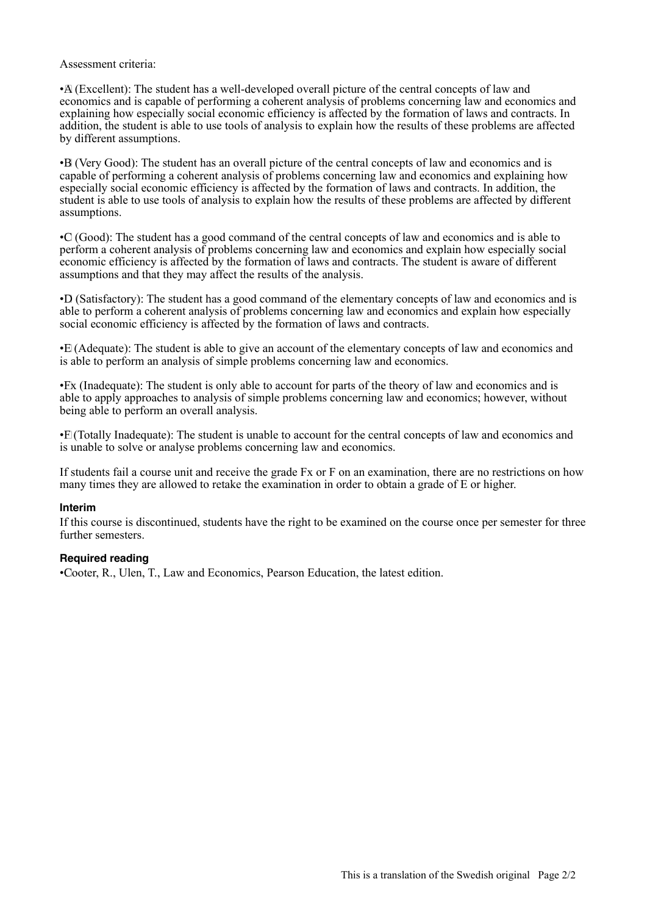Assessment criteria:

- A (Excellent): The student has a well-developed overall picture of the central concepts of law and economics and is capable of performing a coherent analysis of problems concerning law and economics and explaining how especially social economic efficiency is affected by the formation of laws and contracts. In addition, the student is able to use tools of analysis to explain how the results of these problems are affected by different assumptions.

- B (Very Good): The student has an overall picture of the central concepts of law and economics and is capable of performing a coherent analysis of problems concerning law and economics and explaining how especially social economic efficiency is affected by the formation of laws and contracts. In addition, the student is able to use tools of analysis to explain how the results of these problems are affected by different assumptions.

- C (Good): The student has a good command of the central concepts of law and economics and is able to perform a coherent analysis of problems concerning law and economics and explain how especially social economic efficiency is affected by the formation of laws and contracts. The student is aware of different assumptions and that they may affect the results of the analysis.

- D (Satisfactory): The student has a good command of the elementary concepts of law and economics and is able to perform a coherent analysis of problems concerning law and economics and explain how especially social economic efficiency is affected by the formation of laws and contracts.

- E (Adequate): The student is able to give an account of the elementary concepts of law and economics and is able to perform an analysis of simple problems concerning law and economics.

- Fx (Inadequate): The student is only able to account for parts of the theory of law and economics and is able to apply approaches to analysis of simple problems concerning law and economics; however, without being able to perform an overall analysis.

- F (Totally Inadequate): The student is unable to account for the central concepts of law and economics and is unable to solve or analyse problems concerning law and economics.

If students fail a course unit and receive the grade Fx or F on an examination, there are no restrictions on how many times they are allowed to retake the examination in order to obtain a grade of E or higher.

### Interim

If this course is discontinued, students have the right to be examined on the course once per semester for three further semesters.

### Required reading

- Cooter, R., Ulen, T., Law and Economics, Pearson Education, the latest edition.

This is a translation of the Swedish original